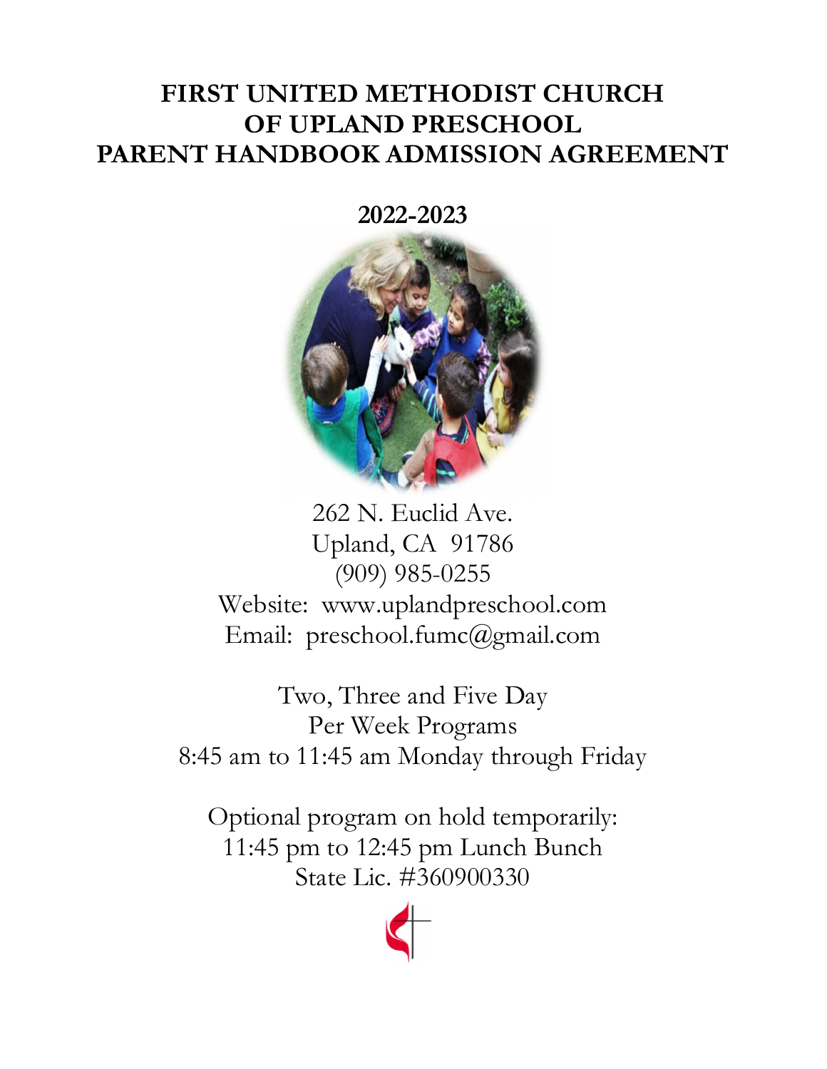# FIRST UNITED METHODIST CHURCH OF UPLAND PRESCHOOL PARENT HANDBOOK ADMISSION AGREEMENT

**2022-2023**

262 N. Euclid Ave.
Upland, CA 91786
(909) 985-0255
Website: www.uplandpreschool.com
Email: preschool.fumc@gmail.com

Two, Three and Five Day
Per Week Programs
8:45 am to 11:45 am Monday through Friday

Optional program on hold temporarily:
11:45 pm to 12:45 pm Lunch Bunch
State Lic. #360900330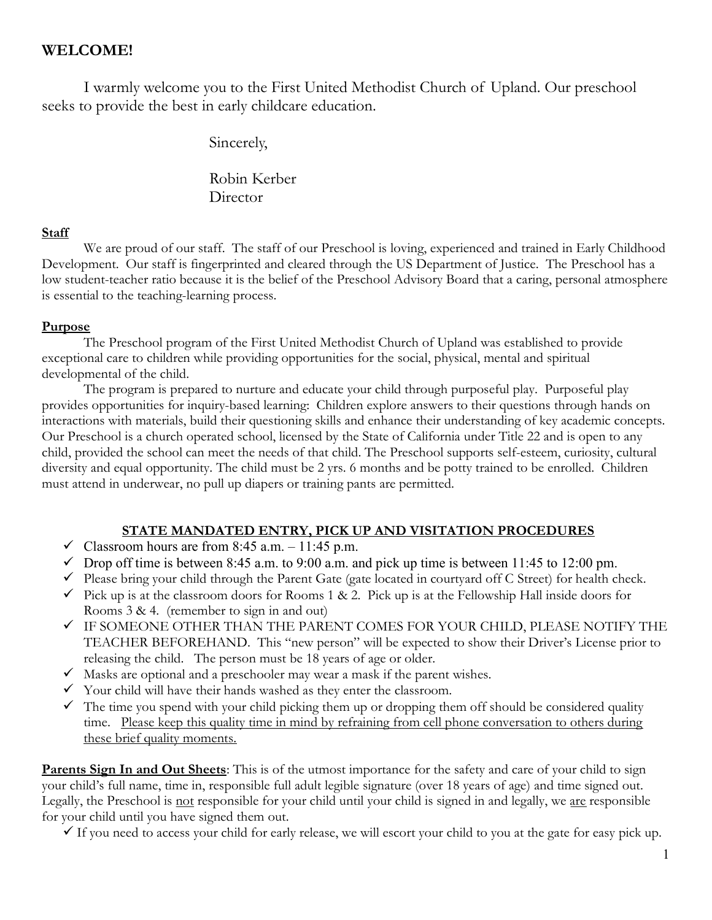## WELCOME!

I warmly welcome you to the First United Methodist Church of Upland. Our preschool seeks to provide the best in early childcare education.

Sincerely,

Robin Kerber
Director

**Staff**

We are proud of our staff. The staff of our Preschool is loving, experienced and trained in Early Childhood Development. Our staff is fingerprinted and cleared through the US Department of Justice. The Preschool has a low student-teacher ratio because it is the belief of the Preschool Advisory Board that a caring, personal atmosphere is essential to the teaching-learning process.

**Purpose**

The Preschool program of the First United Methodist Church of Upland was established to provide exceptional care to children while providing opportunities for the social, physical, mental and spiritual developmental of the child.

The program is prepared to nurture and educate your child through purposeful play. Purposeful play provides opportunities for inquiry-based learning: Children explore answers to their questions through hands on interactions with materials, build their questioning skills and enhance their understanding of key academic concepts. Our Preschool is a church operated school, licensed by the State of California under Title 22 and is open to any child, provided the school can meet the needs of that child. The Preschool supports self-esteem, curiosity, cultural diversity and equal opportunity. The child must be 2 yrs. 6 months and be potty trained to be enrolled. Children must attend in underwear, no pull up diapers or training pants are permitted.

### STATE MANDATED ENTRY, PICK UP AND VISITATION PROCEDURES

- ✓ Classroom hours are from 8:45 a.m. – 11:45 p.m.
- ✓ Drop off time is between 8:45 a.m. to 9:00 a.m. and pick up time is between 11:45 to 12:00 pm.
- ✓ Please bring your child through the Parent Gate (gate located in courtyard off C Street) for health check.
- ✓ Pick up is at the classroom doors for Rooms 1 & 2. Pick up is at the Fellowship Hall inside doors for Rooms 3 & 4. (remember to sign in and out)
- ✓ IF SOMEONE OTHER THAN THE PARENT COMES FOR YOUR CHILD, PLEASE NOTIFY THE TEACHER BEFOREHAND. This "new person" will be expected to show their Driver's License prior to releasing the child. The person must be 18 years of age or older.
- ✓ Masks are optional and a preschooler may wear a mask if the parent wishes.
- ✓ Your child will have their hands washed as they enter the classroom.
- ✓ The time you spend with your child picking them up or dropping them off should be considered quality time. <u>Please keep this quality time in mind by refraining from cell phone conversation to others during these brief quality moments.</u>

**Parents Sign In and Out Sheets**: This is of the utmost importance for the safety and care of your child to sign your child's full name, time in, responsible full adult legible signature (over 18 years of age) and time signed out. Legally, the Preschool is <u>not</u> responsible for your child until your child is signed in and legally, we <u>are</u> responsible for your child until you have signed them out.

- ✓ If you need to access your child for early release, we will escort your child to you at the gate for easy pick up.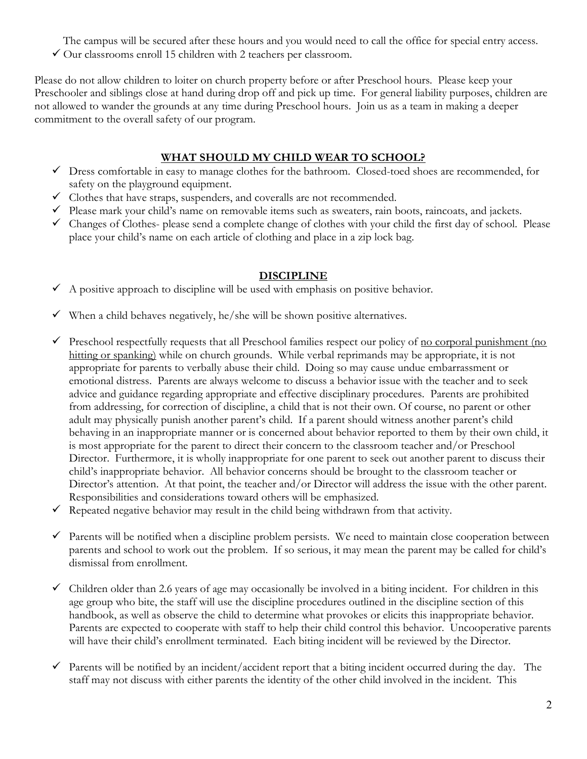The campus will be secured after these hours and you would need to call the office for special entry access.

- ✓ Our classrooms enroll 15 children with 2 teachers per classroom.

Please do not allow children to loiter on church property before or after Preschool hours. Please keep your Preschooler and siblings close at hand during drop off and pick up time. For general liability purposes, children are not allowed to wander the grounds at any time during Preschool hours. Join us as a team in making a deeper commitment to the overall safety of our program.

## WHAT SHOULD MY CHILD WEAR TO SCHOOL?

- ✓ Dress comfortable in easy to manage clothes for the bathroom. Closed-toed shoes are recommended, for safety on the playground equipment.
- ✓ Clothes that have straps, suspenders, and coveralls are not recommended.
- ✓ Please mark your child's name on removable items such as sweaters, rain boots, raincoats, and jackets.
- ✓ Changes of Clothes- please send a complete change of clothes with your child the first day of school. Please place your child's name on each article of clothing and place in a zip lock bag.

## DISCIPLINE

- ✓ A positive approach to discipline will be used with emphasis on positive behavior.
- ✓ When a child behaves negatively, he/she will be shown positive alternatives.
- ✓ Preschool respectfully requests that all Preschool families respect our policy of <u>no corporal punishment (no hitting or spanking)</u> while on church grounds. While verbal reprimands may be appropriate, it is not appropriate for parents to verbally abuse their child. Doing so may cause undue embarrassment or emotional distress. Parents are always welcome to discuss a behavior issue with the teacher and to seek advice and guidance regarding appropriate and effective disciplinary procedures. Parents are prohibited from addressing, for correction of discipline, a child that is not their own. Of course, no parent or other adult may physically punish another parent's child. If a parent should witness another parent's child behaving in an inappropriate manner or is concerned about behavior reported to them by their own child, it is most appropriate for the parent to direct their concern to the classroom teacher and/or Preschool Director. Furthermore, it is wholly inappropriate for one parent to seek out another parent to discuss their child's inappropriate behavior. All behavior concerns should be brought to the classroom teacher or Director's attention. At that point, the teacher and/or Director will address the issue with the other parent. Responsibilities and considerations toward others will be emphasized.
- ✓ Repeated negative behavior may result in the child being withdrawn from that activity.
- ✓ Parents will be notified when a discipline problem persists. We need to maintain close cooperation between parents and school to work out the problem. If so serious, it may mean the parent may be called for child's dismissal from enrollment.
- ✓ Children older than 2.6 years of age may occasionally be involved in a biting incident. For children in this age group who bite, the staff will use the discipline procedures outlined in the discipline section of this handbook, as well as observe the child to determine what provokes or elicits this inappropriate behavior. Parents are expected to cooperate with staff to help their child control this behavior. Uncooperative parents will have their child's enrollment terminated. Each biting incident will be reviewed by the Director.
- ✓ Parents will be notified by an incident/accident report that a biting incident occurred during the day. The staff may not discuss with either parents the identity of the other child involved in the incident. This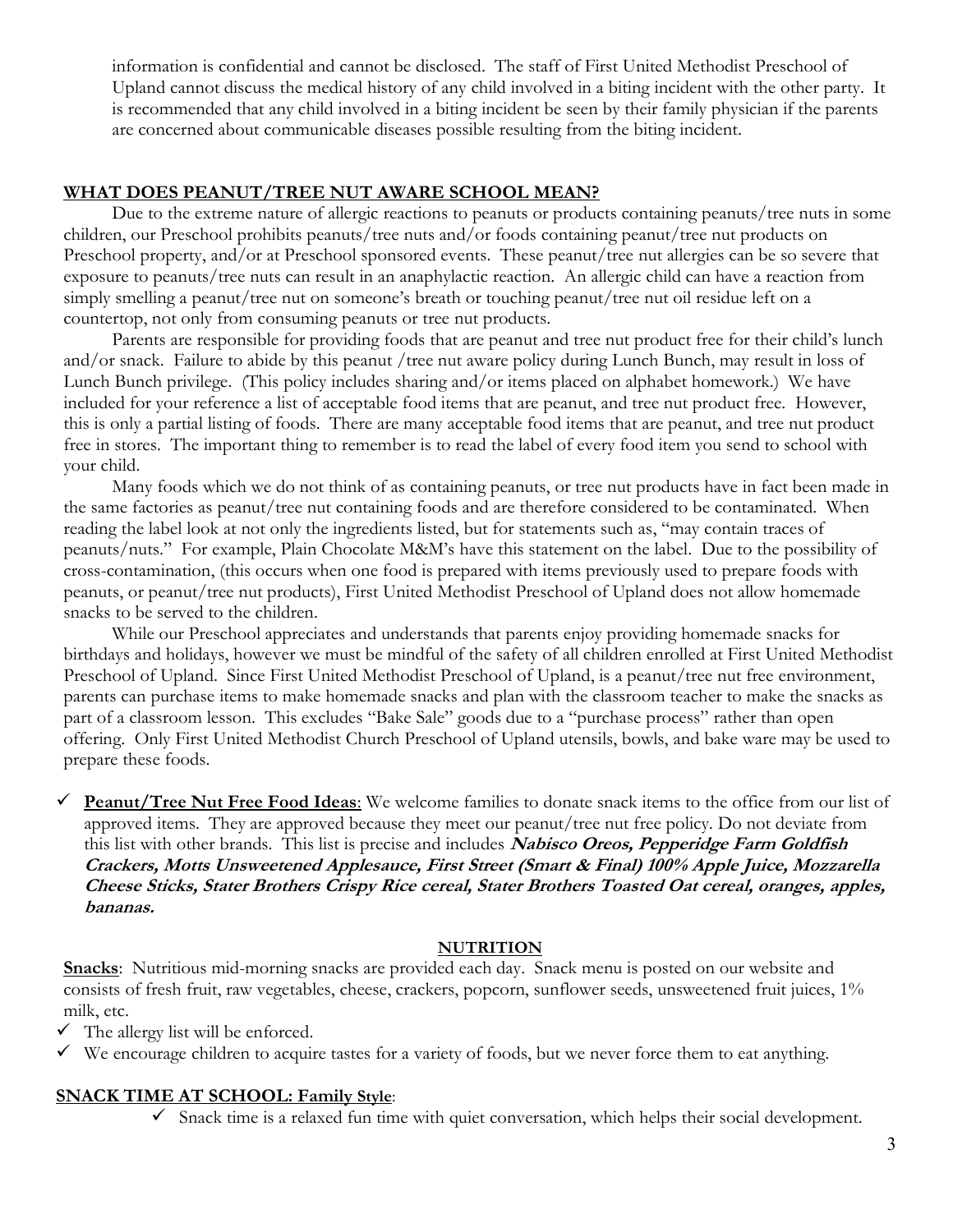information is confidential and cannot be disclosed. The staff of First United Methodist Preschool of Upland cannot discuss the medical history of any child involved in a biting incident with the other party. It is recommended that any child involved in a biting incident be seen by their family physician if the parents are concerned about communicable diseases possible resulting from the biting incident.

## WHAT DOES PEANUT/TREE NUT AWARE SCHOOL MEAN?

Due to the extreme nature of allergic reactions to peanuts or products containing peanuts/tree nuts in some children, our Preschool prohibits peanuts/tree nuts and/or foods containing peanut/tree nut products on Preschool property, and/or at Preschool sponsored events. These peanut/tree nut allergies can be so severe that exposure to peanuts/tree nuts can result in an anaphylactic reaction. An allergic child can have a reaction from simply smelling a peanut/tree nut on someone's breath or touching peanut/tree nut oil residue left on a countertop, not only from consuming peanuts or tree nut products.

Parents are responsible for providing foods that are peanut and tree nut product free for their child's lunch and/or snack. Failure to abide by this peanut /tree nut aware policy during Lunch Bunch, may result in loss of Lunch Bunch privilege. (This policy includes sharing and/or items placed on alphabet homework.) We have included for your reference a list of acceptable food items that are peanut, and tree nut product free. However, this is only a partial listing of foods. There are many acceptable food items that are peanut, and tree nut product free in stores. The important thing to remember is to read the label of every food item you send to school with your child.

Many foods which we do not think of as containing peanuts, or tree nut products have in fact been made in the same factories as peanut/tree nut containing foods and are therefore considered to be contaminated. When reading the label look at not only the ingredients listed, but for statements such as, "may contain traces of peanuts/nuts." For example, Plain Chocolate M&M's have this statement on the label. Due to the possibility of cross-contamination, (this occurs when one food is prepared with items previously used to prepare foods with peanuts, or peanut/tree nut products), First United Methodist Preschool of Upland does not allow homemade snacks to be served to the children.

While our Preschool appreciates and understands that parents enjoy providing homemade snacks for birthdays and holidays, however we must be mindful of the safety of all children enrolled at First United Methodist Preschool of Upland. Since First United Methodist Preschool of Upland, is a peanut/tree nut free environment, parents can purchase items to make homemade snacks and plan with the classroom teacher to make the snacks as part of a classroom lesson. This excludes "Bake Sale" goods due to a "purchase process" rather than open offering. Only First United Methodist Church Preschool of Upland utensils, bowls, and bake ware may be used to prepare these foods.

- ✓ **Peanut/Tree Nut Free Food Ideas**: We welcome families to donate snack items to the office from our list of approved items. They are approved because they meet our peanut/tree nut free policy. Do not deviate from this list with other brands. This list is precise and includes ***Nabisco Oreos, Pepperidge Farm Goldfish Crackers, Motts Unsweetened Applesauce, First Street (Smart & Final) 100% Apple Juice, Mozzarella Cheese Sticks, Stater Brothers Crispy Rice cereal, Stater Brothers Toasted Oat cereal, oranges, apples, bananas.***

## NUTRITION

**Snacks**: Nutritious mid-morning snacks are provided each day. Snack menu is posted on our website and consists of fresh fruit, raw vegetables, cheese, crackers, popcorn, sunflower seeds, unsweetened fruit juices, 1% milk, etc.

- ✓ The allergy list will be enforced.
- ✓ We encourage children to acquire tastes for a variety of foods, but we never force them to eat anything.

## SNACK TIME AT SCHOOL: Family Style:

- ✓ Snack time is a relaxed fun time with quiet conversation, which helps their social development.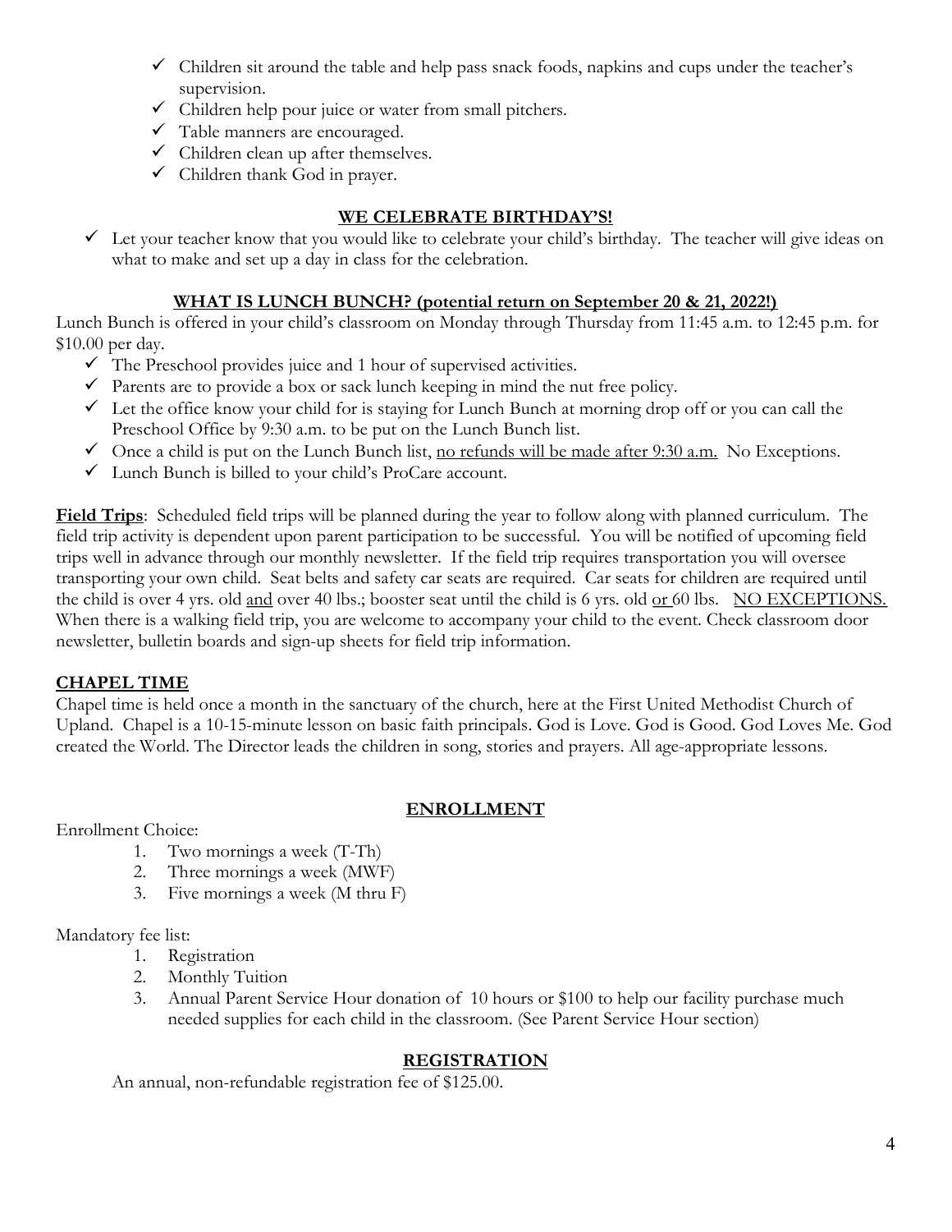- ✓ Children sit around the table and help pass snack foods, napkins and cups under the teacher's supervision.
- ✓ Children help pour juice or water from small pitchers.
- ✓ Table manners are encouraged.
- ✓ Children clean up after themselves.
- ✓ Children thank God in prayer.

## WE CELEBRATE BIRTHDAY'S!

- ✓ Let your teacher know that you would like to celebrate your child's birthday. The teacher will give ideas on what to make and set up a day in class for the celebration.

## WHAT IS LUNCH BUNCH? (potential return on September 20 & 21, 2022!)

Lunch Bunch is offered in your child's classroom on Monday through Thursday from 11:45 a.m. to 12:45 p.m. for $10.00 per day.

- ✓ The Preschool provides juice and 1 hour of supervised activities.
- ✓ Parents are to provide a box or sack lunch keeping in mind the nut free policy.
- ✓ Let the office know your child for is staying for Lunch Bunch at morning drop off or you can call the Preschool Office by 9:30 a.m. to be put on the Lunch Bunch list.
- ✓ Once a child is put on the Lunch Bunch list, no refunds will be made after 9:30 a.m. No Exceptions.
- ✓ Lunch Bunch is billed to your child's ProCare account.

**Field Trips**: Scheduled field trips will be planned during the year to follow along with planned curriculum. The field trip activity is dependent upon parent participation to be successful. You will be notified of upcoming field trips well in advance through our monthly newsletter. If the field trip requires transportation you will oversee transporting your own child. Seat belts and safety car seats are required. Car seats for children are required until the child is over 4 yrs. old and over 40 lbs.; booster seat until the child is 6 yrs. old or 60 lbs. NO EXCEPTIONS. When there is a walking field trip, you are welcome to accompany your child to the event. Check classroom door newsletter, bulletin boards and sign-up sheets for field trip information.

**CHAPEL TIME**

Chapel time is held once a month in the sanctuary of the church, here at the First United Methodist Church of Upland. Chapel is a 10-15-minute lesson on basic faith principals. God is Love. God is Good. God Loves Me. God created the World. The Director leads the children in song, stories and prayers. All age-appropriate lessons.

## ENROLLMENT

Enrollment Choice:

1. Two mornings a week (T-Th)
2. Three mornings a week (MWF)
3. Five mornings a week (M thru F)

Mandatory fee list:

1. Registration
2. Monthly Tuition
3. Annual Parent Service Hour donation of 10 hours or $100 to help our facility purchase much needed supplies for each child in the classroom. (See Parent Service Hour section)

## REGISTRATION

An annual, non-refundable registration fee of $125.00.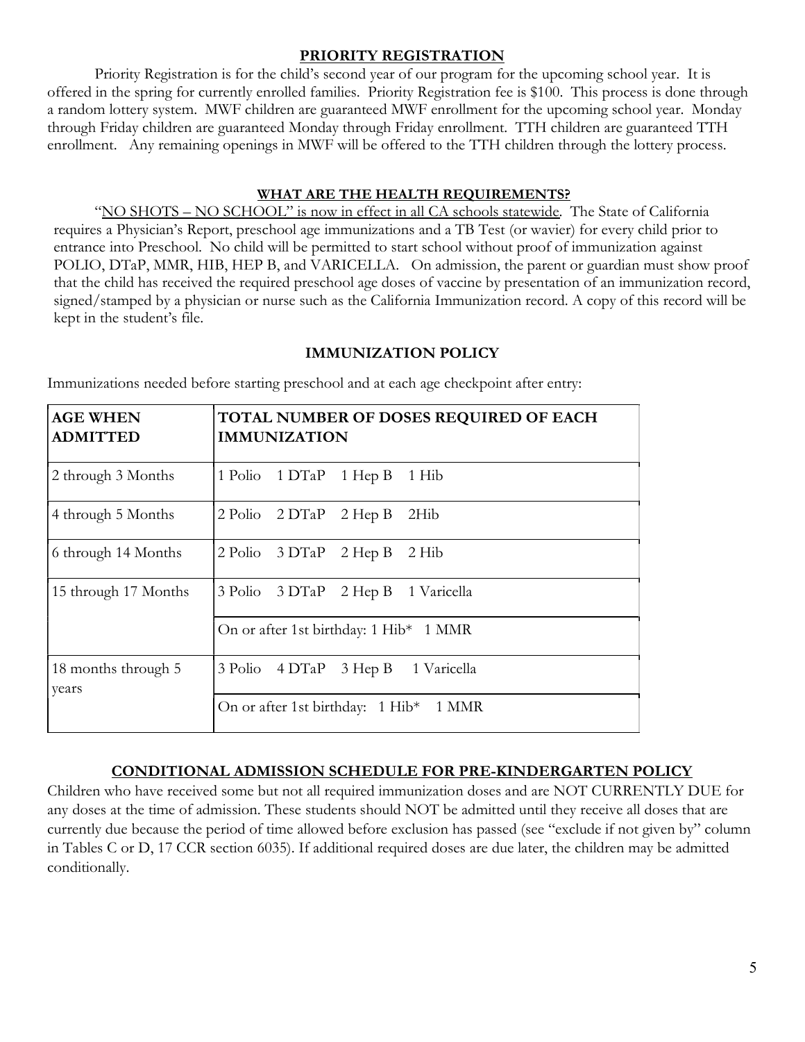## PRIORITY REGISTRATION

Priority Registration is for the child's second year of our program for the upcoming school year. It is offered in the spring for currently enrolled families. Priority Registration fee is $100. This process is done through a random lottery system. MWF children are guaranteed MWF enrollment for the upcoming school year. Monday through Friday children are guaranteed Monday through Friday enrollment. TTH children are guaranteed TTH enrollment. Any remaining openings in MWF will be offered to the TTH children through the lottery process.

## WHAT ARE THE HEALTH REQUIREMENTS?

"NO SHOTS – NO SCHOOL" is now in effect in all CA schools statewide. The State of California requires a Physician's Report, preschool age immunizations and a TB Test (or wavier) for every child prior to entrance into Preschool. No child will be permitted to start school without proof of immunization against POLIO, DTaP, MMR, HIB, HEP B, and VARICELLA. On admission, the parent or guardian must show proof that the child has received the required preschool age doses of vaccine by presentation of an immunization record, signed/stamped by a physician or nurse such as the California Immunization record. A copy of this record will be kept in the student's file.

## IMMUNIZATION POLICY

Immunizations needed before starting preschool and at each age checkpoint after entry:

| AGE WHEN ADMITTED | TOTAL NUMBER OF DOSES REQUIRED OF EACH IMMUNIZATION |
|---|---|
| 2 through 3 Months | 1 Polio 1 DTaP 1 Hep B 1 Hib |
| 4 through 5 Months | 2 Polio 2 DTaP 2 Hep B 2Hib |
| 6 through 14 Months | 2 Polio 3 DTaP 2 Hep B 2 Hib |
| 15 through 17 Months | 3 Polio 3 DTaP 2 Hep B 1 Varicella |
| | On or after 1st birthday: 1 Hib* 1 MMR |
| 18 months through 5 years | 3 Polio 4 DTaP 3 Hep B 1 Varicella |
| | On or after 1st birthday: 1 Hib* 1 MMR |

## CONDITIONAL ADMISSION SCHEDULE FOR PRE-KINDERGARTEN POLICY

Children who have received some but not all required immunization doses and are NOT CURRENTLY DUE for any doses at the time of admission. These students should NOT be admitted until they receive all doses that are currently due because the period of time allowed before exclusion has passed (see "exclude if not given by" column in Tables C or D, 17 CCR section 6035). If additional required doses are due later, the children may be admitted conditionally.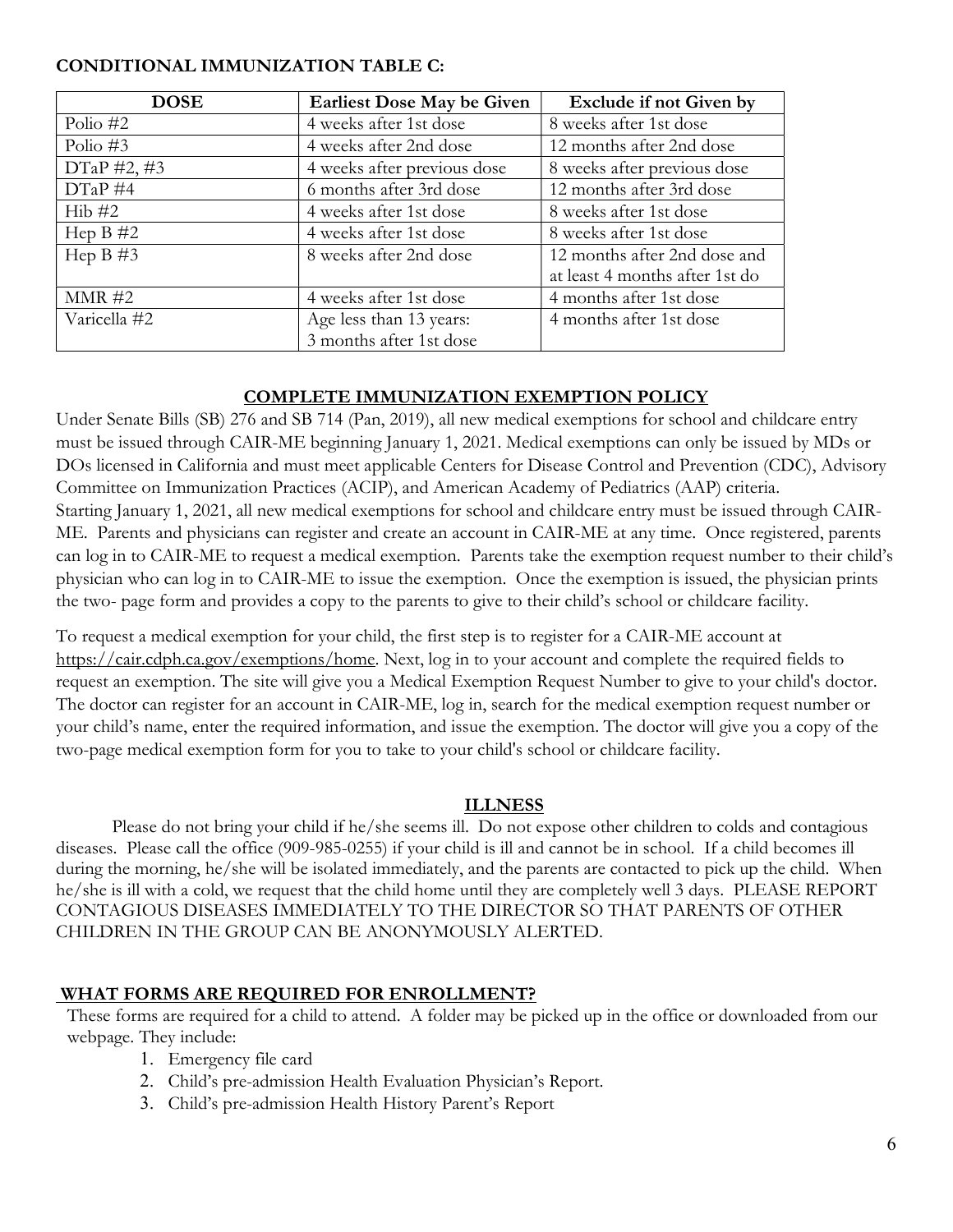**CONDITIONAL IMMUNIZATION TABLE C:**

| DOSE | Earliest Dose May be Given | Exclude if not Given by |
|---|---|---|
| Polio #2 | 4 weeks after 1st dose | 8 weeks after 1st dose |
| Polio #3 | 4 weeks after 2nd dose | 12 months after 2nd dose |
| DTaP #2, #3 | 4 weeks after previous dose | 8 weeks after previous dose |
| DTaP #4 | 6 months after 3rd dose | 12 months after 3rd dose |
| Hib #2 | 4 weeks after 1st dose | 8 weeks after 1st dose |
| Hep B #2 | 4 weeks after 1st dose | 8 weeks after 1st dose |
| Hep B #3 | 8 weeks after 2nd dose | 12 months after 2nd dose and at least 4 months after 1st do |
| MMR #2 | 4 weeks after 1st dose | 4 months after 1st dose |
| Varicella #2 | Age less than 13 years: 3 months after 1st dose | 4 months after 1st dose |

## COMPLETE IMMUNIZATION EXEMPTION POLICY

Under Senate Bills (SB) 276 and SB 714 (Pan, 2019), all new medical exemptions for school and childcare entry must be issued through CAIR-ME beginning January 1, 2021. Medical exemptions can only be issued by MDs or DOs licensed in California and must meet applicable Centers for Disease Control and Prevention (CDC), Advisory Committee on Immunization Practices (ACIP), and American Academy of Pediatrics (AAP) criteria.
Starting January 1, 2021, all new medical exemptions for school and childcare entry must be issued through CAIR-ME. Parents and physicians can register and create an account in CAIR-ME at any time. Once registered, parents can log in to CAIR-ME to request a medical exemption. Parents take the exemption request number to their child's physician who can log in to CAIR-ME to issue the exemption. Once the exemption is issued, the physician prints the two- page form and provides a copy to the parents to give to their child's school or childcare facility.

To request a medical exemption for your child, the first step is to register for a CAIR-ME account at https://cair.cdph.ca.gov/exemptions/home. Next, log in to your account and complete the required fields to request an exemption. The site will give you a Medical Exemption Request Number to give to your child's doctor. The doctor can register for an account in CAIR-ME, log in, search for the medical exemption request number or your child's name, enter the required information, and issue the exemption. The doctor will give you a copy of the two-page medical exemption form for you to take to your child's school or childcare facility.

## ILLNESS

Please do not bring your child if he/she seems ill. Do not expose other children to colds and contagious diseases. Please call the office (909-985-0255) if your child is ill and cannot be in school. If a child becomes ill during the morning, he/she will be isolated immediately, and the parents are contacted to pick up the child. When he/she is ill with a cold, we request that the child home until they are completely well 3 days. PLEASE REPORT CONTAGIOUS DISEASES IMMEDIATELY TO THE DIRECTOR SO THAT PARENTS OF OTHER CHILDREN IN THE GROUP CAN BE ANONYMOUSLY ALERTED.

## WHAT FORMS ARE REQUIRED FOR ENROLLMENT?

These forms are required for a child to attend. A folder may be picked up in the office or downloaded from our webpage. They include:

1. Emergency file card
2. Child's pre-admission Health Evaluation Physician's Report.
3. Child's pre-admission Health History Parent's Report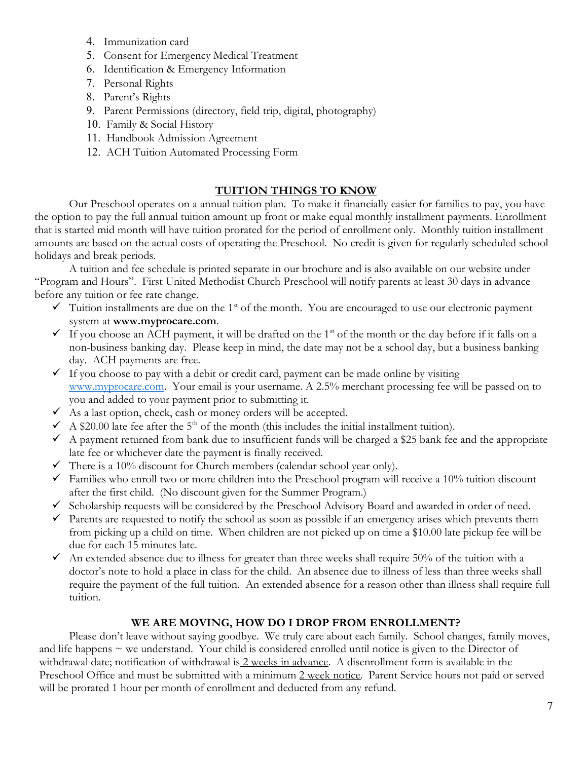4. Immunization card
5. Consent for Emergency Medical Treatment
6. Identification & Emergency Information
7. Personal Rights
8. Parent's Rights
9. Parent Permissions (directory, field trip, digital, photography)
10. Family & Social History
11. Handbook Admission Agreement
12. ACH Tuition Automated Processing Form

## TUITION THINGS TO KNOW

Our Preschool operates on a annual tuition plan. To make it financially easier for families to pay, you have the option to pay the full annual tuition amount up front or make equal monthly installment payments. Enrollment that is started mid month will have tuition prorated for the period of enrollment only. Monthly tuition installment amounts are based on the actual costs of operating the Preschool. No credit is given for regularly scheduled school holidays and break periods.

A tuition and fee schedule is printed separate in our brochure and is also available on our website under "Program and Hours". First United Methodist Church Preschool will notify parents at least 30 days in advance before any tuition or fee rate change.

- ✓ Tuition installments are due on the 1st of the month. You are encouraged to use our electronic payment system at **www.myprocare.com**.
- ✓ If you choose an ACH payment, it will be drafted on the 1st of the month or the day before if it falls on a non-business banking day. Please keep in mind, the date may not be a school day, but a business banking day. ACH payments are free.
- ✓ If you choose to pay with a debit or credit card, payment can be made online by visiting www.myprocare.com. Your email is your username. A 2.5% merchant processing fee will be passed on to you and added to your payment prior to submitting it.
- ✓ As a last option, check, cash or money orders will be accepted.
- ✓ A $20.00 late fee after the 5th of the month (this includes the initial installment tuition).
- ✓ A payment returned from bank due to insufficient funds will be charged a $25 bank fee and the appropriate late fee or whichever date the payment is finally received.
- ✓ There is a 10% discount for Church members (calendar school year only).
- ✓ Families who enroll two or more children into the Preschool program will receive a 10% tuition discount after the first child. (No discount given for the Summer Program.)
- ✓ Scholarship requests will be considered by the Preschool Advisory Board and awarded in order of need.
- ✓ Parents are requested to notify the school as soon as possible if an emergency arises which prevents them from picking up a child on time. When children are not picked up on time a $10.00 late pickup fee will be due for each 15 minutes late.
- ✓ An extended absence due to illness for greater than three weeks shall require 50% of the tuition with a doctor's note to hold a place in class for the child. An absence due to illness of less than three weeks shall require the payment of the full tuition. An extended absence for a reason other than illness shall require full tuition.

## WE ARE MOVING, HOW DO I DROP FROM ENROLLMENT?

Please don't leave without saying goodbye. We truly care about each family. School changes, family moves, and life happens ~ we understand. Your child is considered enrolled until notice is given to the Director of withdrawal date; notification of withdrawal is 2 weeks in advance. A disenrollment form is available in the Preschool Office and must be submitted with a minimum 2 week notice. Parent Service hours not paid or served will be prorated 1 hour per month of enrollment and deducted from any refund.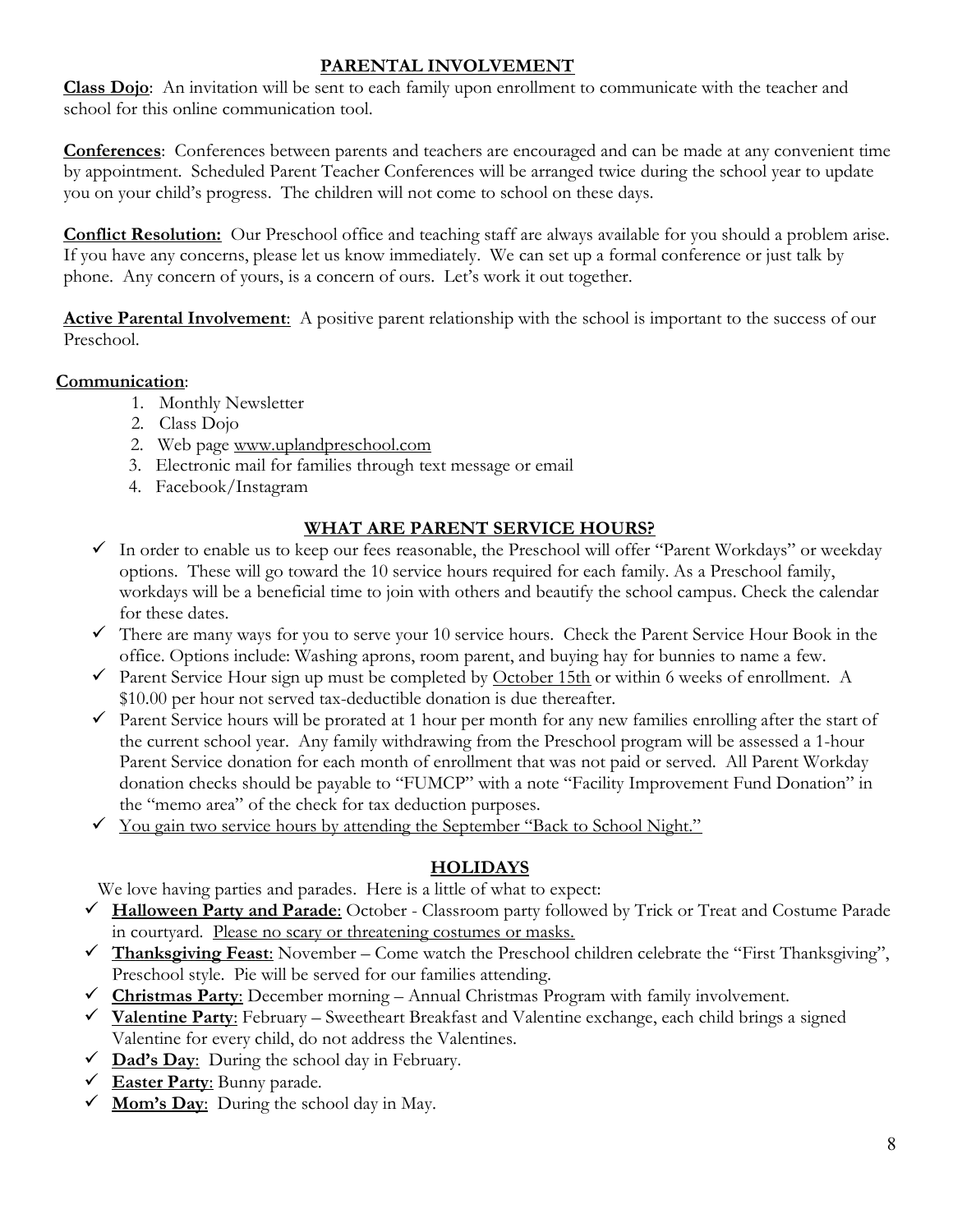## PARENTAL INVOLVEMENT

**Class Dojo**: An invitation will be sent to each family upon enrollment to communicate with the teacher and school for this online communication tool.

**Conferences**: Conferences between parents and teachers are encouraged and can be made at any convenient time by appointment. Scheduled Parent Teacher Conferences will be arranged twice during the school year to update you on your child's progress. The children will not come to school on these days.

**Conflict Resolution:** Our Preschool office and teaching staff are always available for you should a problem arise. If you have any concerns, please let us know immediately. We can set up a formal conference or just talk by phone. Any concern of yours, is a concern of ours. Let's work it out together.

**Active Parental Involvement**: A positive parent relationship with the school is important to the success of our Preschool.

**Communication**:

1. Monthly Newsletter
2. Class Dojo
2. Web page www.uplandpreschool.com
3. Electronic mail for families through text message or email
4. Facebook/Instagram

## WHAT ARE PARENT SERVICE HOURS?

- ✓ In order to enable us to keep our fees reasonable, the Preschool will offer "Parent Workdays" or weekday options. These will go toward the 10 service hours required for each family. As a Preschool family, workdays will be a beneficial time to join with others and beautify the school campus. Check the calendar for these dates.
- ✓ There are many ways for you to serve your 10 service hours. Check the Parent Service Hour Book in the office. Options include: Washing aprons, room parent, and buying hay for bunnies to name a few.
- ✓ Parent Service Hour sign up must be completed by October 15th or within 6 weeks of enrollment. A $10.00 per hour not served tax-deductible donation is due thereafter.
- ✓ Parent Service hours will be prorated at 1 hour per month for any new families enrolling after the start of the current school year. Any family withdrawing from the Preschool program will be assessed a 1-hour Parent Service donation for each month of enrollment that was not paid or served. All Parent Workday donation checks should be payable to "FUMCP" with a note "Facility Improvement Fund Donation" in the "memo area" of the check for tax deduction purposes.
- ✓ You gain two service hours by attending the September "Back to School Night."

## HOLIDAYS

We love having parties and parades. Here is a little of what to expect:

- ✓ **Halloween Party and Parade**: October - Classroom party followed by Trick or Treat and Costume Parade in courtyard. Please no scary or threatening costumes or masks.
- ✓ **Thanksgiving Feast**: November – Come watch the Preschool children celebrate the "First Thanksgiving", Preschool style. Pie will be served for our families attending.
- ✓ **Christmas Party**: December morning – Annual Christmas Program with family involvement.
- ✓ **Valentine Party**: February – Sweetheart Breakfast and Valentine exchange, each child brings a signed Valentine for every child, do not address the Valentines.
- ✓ **Dad's Day**: During the school day in February.
- ✓ **Easter Party**: Bunny parade.
- ✓ **Mom's Day**: During the school day in May.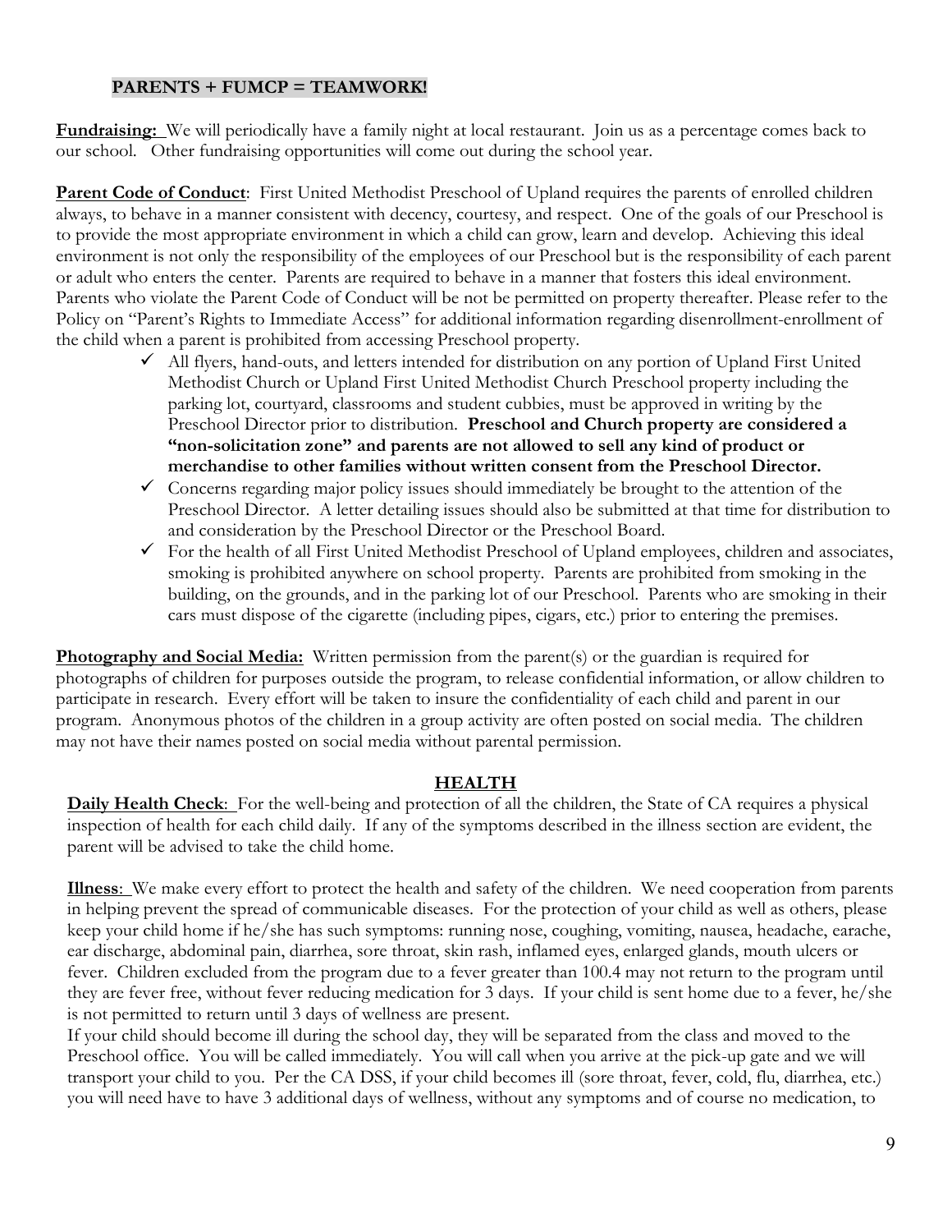## PARENTS + FUMCP = TEAMWORK!

**Fundraising:** We will periodically have a family night at local restaurant. Join us as a percentage comes back to our school. Other fundraising opportunities will come out during the school year.

**Parent Code of Conduct**: First United Methodist Preschool of Upland requires the parents of enrolled children always, to behave in a manner consistent with decency, courtesy, and respect. One of the goals of our Preschool is to provide the most appropriate environment in which a child can grow, learn and develop. Achieving this ideal environment is not only the responsibility of the employees of our Preschool but is the responsibility of each parent or adult who enters the center. Parents are required to behave in a manner that fosters this ideal environment. Parents who violate the Parent Code of Conduct will be not be permitted on property thereafter. Please refer to the Policy on "Parent's Rights to Immediate Access" for additional information regarding disenrollment-enrollment of the child when a parent is prohibited from accessing Preschool property.

- ✓ All flyers, hand-outs, and letters intended for distribution on any portion of Upland First United Methodist Church or Upland First United Methodist Church Preschool property including the parking lot, courtyard, classrooms and student cubbies, must be approved in writing by the Preschool Director prior to distribution. **Preschool and Church property are considered a "non-solicitation zone" and parents are not allowed to sell any kind of product or merchandise to other families without written consent from the Preschool Director.**
- ✓ Concerns regarding major policy issues should immediately be brought to the attention of the Preschool Director. A letter detailing issues should also be submitted at that time for distribution to and consideration by the Preschool Director or the Preschool Board.
- ✓ For the health of all First United Methodist Preschool of Upland employees, children and associates, smoking is prohibited anywhere on school property. Parents are prohibited from smoking in the building, on the grounds, and in the parking lot of our Preschool. Parents who are smoking in their cars must dispose of the cigarette (including pipes, cigars, etc.) prior to entering the premises.

**Photography and Social Media:** Written permission from the parent(s) or the guardian is required for photographs of children for purposes outside the program, to release confidential information, or allow children to participate in research. Every effort will be taken to insure the confidentiality of each child and parent in our program. Anonymous photos of the children in a group activity are often posted on social media. The children may not have their names posted on social media without parental permission.

## HEALTH

**Daily Health Check**: For the well-being and protection of all the children, the State of CA requires a physical inspection of health for each child daily. If any of the symptoms described in the illness section are evident, the parent will be advised to take the child home.

**Illness**: We make every effort to protect the health and safety of the children. We need cooperation from parents in helping prevent the spread of communicable diseases. For the protection of your child as well as others, please keep your child home if he/she has such symptoms: running nose, coughing, vomiting, nausea, headache, earache, ear discharge, abdominal pain, diarrhea, sore throat, skin rash, inflamed eyes, enlarged glands, mouth ulcers or fever. Children excluded from the program due to a fever greater than 100.4 may not return to the program until they are fever free, without fever reducing medication for 3 days. If your child is sent home due to a fever, he/she is not permitted to return until 3 days of wellness are present.

If your child should become ill during the school day, they will be separated from the class and moved to the Preschool office. You will be called immediately. You will call when you arrive at the pick-up gate and we will transport your child to you. Per the CA DSS, if your child becomes ill (sore throat, fever, cold, flu, diarrhea, etc.) you will need have to have 3 additional days of wellness, without any symptoms and of course no medication, to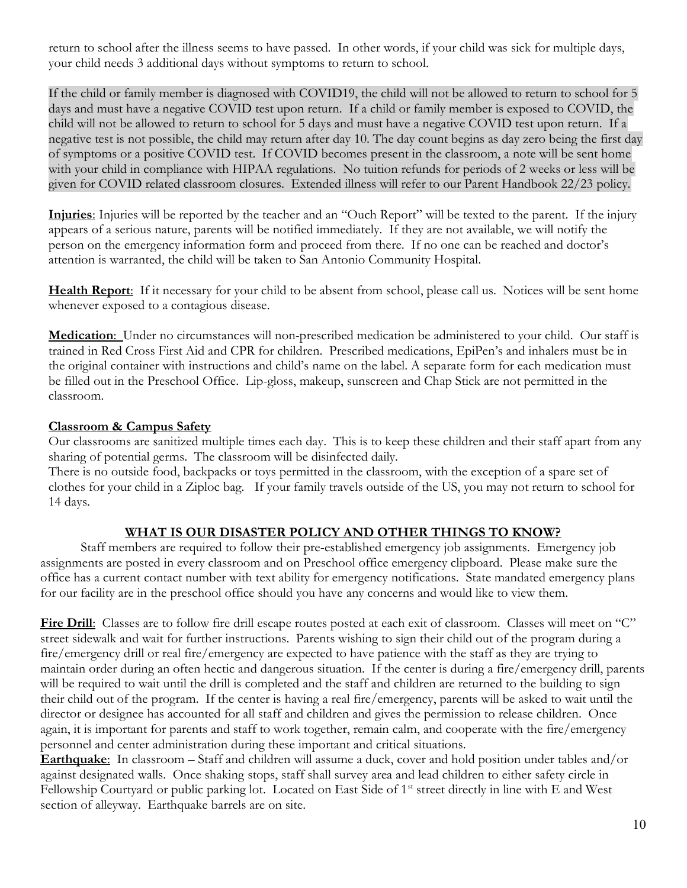return to school after the illness seems to have passed. In other words, if your child was sick for multiple days, your child needs 3 additional days without symptoms to return to school.

If the child or family member is diagnosed with COVID19, the child will not be allowed to return to school for 5 days and must have a negative COVID test upon return. If a child or family member is exposed to COVID, the child will not be allowed to return to school for 5 days and must have a negative COVID test upon return. If a negative test is not possible, the child may return after day 10. The day count begins as day zero being the first day of symptoms or a positive COVID test. If COVID becomes present in the classroom, a note will be sent home with your child in compliance with HIPAA regulations. No tuition refunds for periods of 2 weeks or less will be given for COVID related classroom closures. Extended illness will refer to our Parent Handbook 22/23 policy.

**Injuries**: Injuries will be reported by the teacher and an "Ouch Report" will be texted to the parent. If the injury appears of a serious nature, parents will be notified immediately. If they are not available, we will notify the person on the emergency information form and proceed from there. If no one can be reached and doctor's attention is warranted, the child will be taken to San Antonio Community Hospital.

**Health Report**: If it necessary for your child to be absent from school, please call us. Notices will be sent home whenever exposed to a contagious disease.

**Medication**: Under no circumstances will non-prescribed medication be administered to your child. Our staff is trained in Red Cross First Aid and CPR for children. Prescribed medications, EpiPen's and inhalers must be in the original container with instructions and child's name on the label. A separate form for each medication must be filled out in the Preschool Office. Lip-gloss, makeup, sunscreen and Chap Stick are not permitted in the classroom.

**Classroom & Campus Safety**

Our classrooms are sanitized multiple times each day. This is to keep these children and their staff apart from any sharing of potential germs. The classroom will be disinfected daily.

There is no outside food, backpacks or toys permitted in the classroom, with the exception of a spare set of clothes for your child in a Ziploc bag. If your family travels outside of the US, you may not return to school for 14 days.

## WHAT IS OUR DISASTER POLICY AND OTHER THINGS TO KNOW?

Staff members are required to follow their pre-established emergency job assignments. Emergency job assignments are posted in every classroom and on Preschool office emergency clipboard. Please make sure the office has a current contact number with text ability for emergency notifications. State mandated emergency plans for our facility are in the preschool office should you have any concerns and would like to view them.

**Fire Drill**: Classes are to follow fire drill escape routes posted at each exit of classroom. Classes will meet on "C" street sidewalk and wait for further instructions. Parents wishing to sign their child out of the program during a fire/emergency drill or real fire/emergency are expected to have patience with the staff as they are trying to maintain order during an often hectic and dangerous situation. If the center is during a fire/emergency drill, parents will be required to wait until the drill is completed and the staff and children are returned to the building to sign their child out of the program. If the center is having a real fire/emergency, parents will be asked to wait until the director or designee has accounted for all staff and children and gives the permission to release children. Once again, it is important for parents and staff to work together, remain calm, and cooperate with the fire/emergency personnel and center administration during these important and critical situations.

**Earthquake**: In classroom – Staff and children will assume a duck, cover and hold position under tables and/or against designated walls. Once shaking stops, staff shall survey area and lead children to either safety circle in Fellowship Courtyard or public parking lot. Located on East Side of 1st street directly in line with E and West section of alleyway. Earthquake barrels are on site.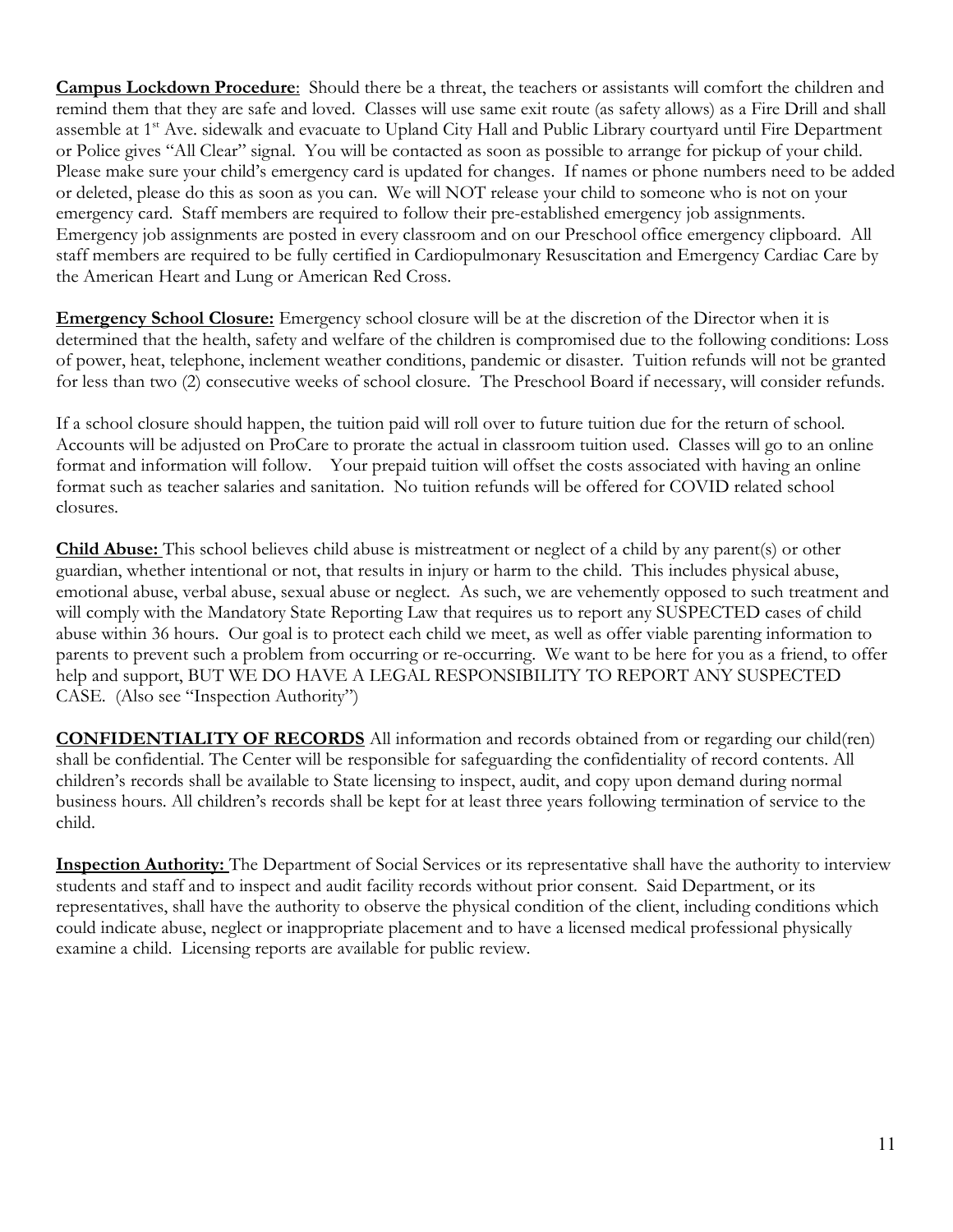**Campus Lockdown Procedure**: Should there be a threat, the teachers or assistants will comfort the children and remind them that they are safe and loved. Classes will use same exit route (as safety allows) as a Fire Drill and shall assemble at 1st Ave. sidewalk and evacuate to Upland City Hall and Public Library courtyard until Fire Department or Police gives "All Clear" signal. You will be contacted as soon as possible to arrange for pickup of your child. Please make sure your child's emergency card is updated for changes. If names or phone numbers need to be added or deleted, please do this as soon as you can. We will NOT release your child to someone who is not on your emergency card. Staff members are required to follow their pre-established emergency job assignments. Emergency job assignments are posted in every classroom and on our Preschool office emergency clipboard. All staff members are required to be fully certified in Cardiopulmonary Resuscitation and Emergency Cardiac Care by the American Heart and Lung or American Red Cross.

**Emergency School Closure:** Emergency school closure will be at the discretion of the Director when it is determined that the health, safety and welfare of the children is compromised due to the following conditions: Loss of power, heat, telephone, inclement weather conditions, pandemic or disaster. Tuition refunds will not be granted for less than two (2) consecutive weeks of school closure. The Preschool Board if necessary, will consider refunds.

If a school closure should happen, the tuition paid will roll over to future tuition due for the return of school. Accounts will be adjusted on ProCare to prorate the actual in classroom tuition used. Classes will go to an online format and information will follow. Your prepaid tuition will offset the costs associated with having an online format such as teacher salaries and sanitation. No tuition refunds will be offered for COVID related school closures.

**Child Abuse:** This school believes child abuse is mistreatment or neglect of a child by any parent(s) or other guardian, whether intentional or not, that results in injury or harm to the child. This includes physical abuse, emotional abuse, verbal abuse, sexual abuse or neglect. As such, we are vehemently opposed to such treatment and will comply with the Mandatory State Reporting Law that requires us to report any SUSPECTED cases of child abuse within 36 hours. Our goal is to protect each child we meet, as well as offer viable parenting information to parents to prevent such a problem from occurring or re-occurring. We want to be here for you as a friend, to offer help and support, BUT WE DO HAVE A LEGAL RESPONSIBILITY TO REPORT ANY SUSPECTED CASE. (Also see "Inspection Authority")

**CONFIDENTIALITY OF RECORDS** All information and records obtained from or regarding our child(ren) shall be confidential. The Center will be responsible for safeguarding the confidentiality of record contents. All children's records shall be available to State licensing to inspect, audit, and copy upon demand during normal business hours. All children's records shall be kept for at least three years following termination of service to the child.

**Inspection Authority:** The Department of Social Services or its representative shall have the authority to interview students and staff and to inspect and audit facility records without prior consent. Said Department, or its representatives, shall have the authority to observe the physical condition of the client, including conditions which could indicate abuse, neglect or inappropriate placement and to have a licensed medical professional physically examine a child. Licensing reports are available for public review.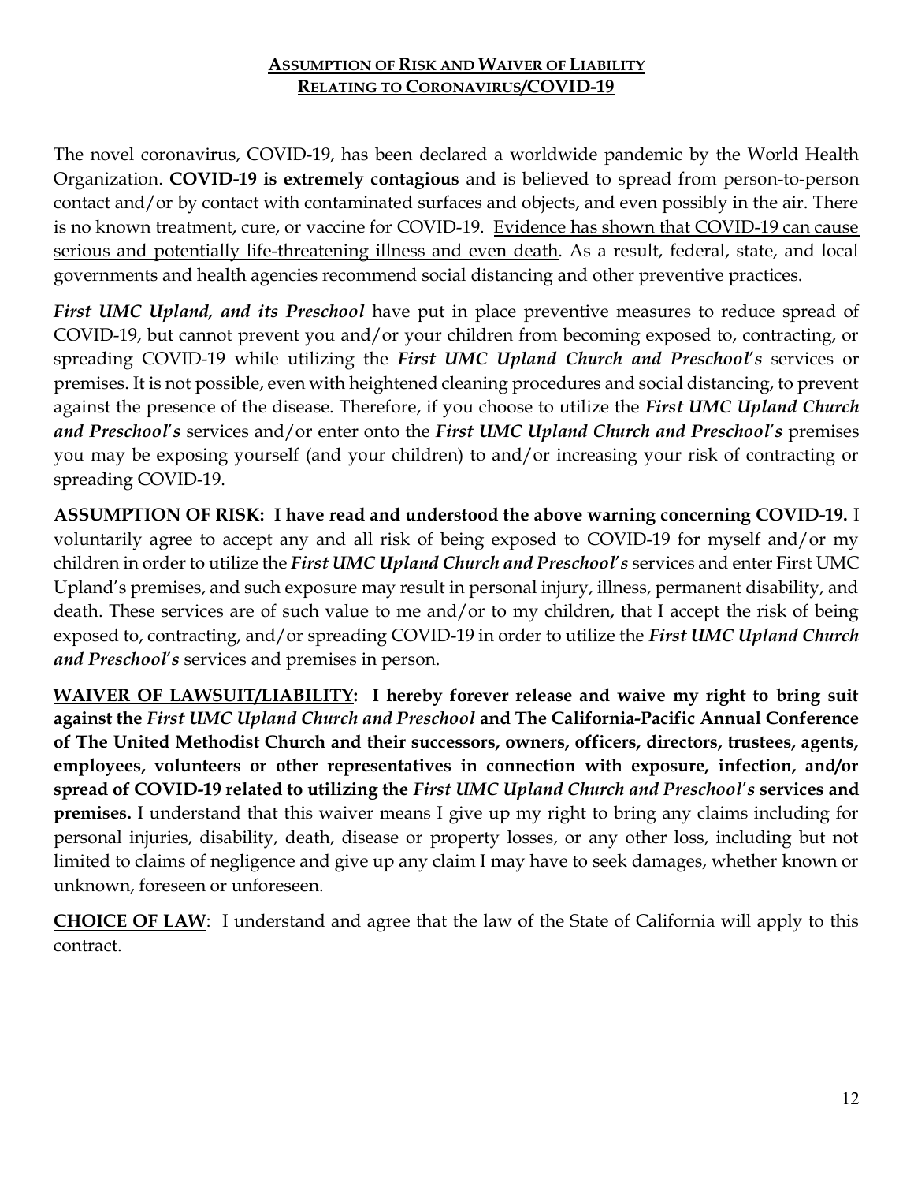## **Assumption of Risk and Waiver of Liability Relating to Coronavirus/COVID-19**

The novel coronavirus, COVID-19, has been declared a worldwide pandemic by the World Health Organization. **COVID-19 is extremely contagious** and is believed to spread from person-to-person contact and/or by contact with contaminated surfaces and objects, and even possibly in the air. There is no known treatment, cure, or vaccine for COVID-19. Evidence has shown that COVID-19 can cause serious and potentially life-threatening illness and even death. As a result, federal, state, and local governments and health agencies recommend social distancing and other preventive practices.

***First UMC Upland, and its Preschool*** have put in place preventive measures to reduce spread of COVID-19, but cannot prevent you and/or your children from becoming exposed to, contracting, or spreading COVID-19 while utilizing the ***First UMC Upland Church and Preschool's*** services or premises. It is not possible, even with heightened cleaning procedures and social distancing, to prevent against the presence of the disease. Therefore, if you choose to utilize the ***First UMC Upland Church and Preschool's*** services and/or enter onto the ***First UMC Upland Church and Preschool's*** premises you may be exposing yourself (and your children) to and/or increasing your risk of contracting or spreading COVID-19.

**ASSUMPTION OF RISK: I have read and understood the above warning concerning COVID-19.** I voluntarily agree to accept any and all risk of being exposed to COVID-19 for myself and/or my children in order to utilize the ***First UMC Upland Church and Preschool's*** services and enter First UMC Upland's premises, and such exposure may result in personal injury, illness, permanent disability, and death. These services are of such value to me and/or to my children, that I accept the risk of being exposed to, contracting, and/or spreading COVID-19 in order to utilize the ***First UMC Upland Church and Preschool's*** services and premises in person.

**WAIVER OF LAWSUIT/LIABILITY: I hereby forever release and waive my right to bring suit against the *First UMC Upland Church and Preschool* and The California-Pacific Annual Conference of The United Methodist Church and their successors, owners, officers, directors, trustees, agents, employees, volunteers or other representatives in connection with exposure, infection, and/or spread of COVID-19 related to utilizing the *First UMC Upland Church and Preschool's* services and premises.** I understand that this waiver means I give up my right to bring any claims including for personal injuries, disability, death, disease or property losses, or any other loss, including but not limited to claims of negligence and give up any claim I may have to seek damages, whether known or unknown, foreseen or unforeseen.

**CHOICE OF LAW**: I understand and agree that the law of the State of California will apply to this contract.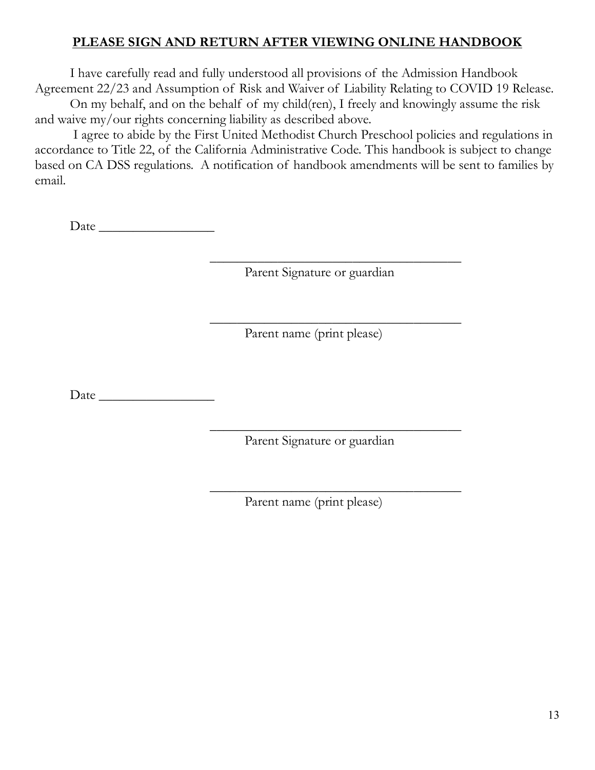**PLEASE SIGN AND RETURN AFTER VIEWING ONLINE HANDBOOK**

I have carefully read and fully understood all provisions of the Admission Handbook Agreement 22/23 and Assumption of Risk and Waiver of Liability Relating to COVID 19 Release.

On my behalf, and on the behalf of my child(ren), I freely and knowingly assume the risk and waive my/our rights concerning liability as described above.

I agree to abide by the First United Methodist Church Preschool policies and regulations in accordance to Title 22, of the California Administrative Code. This handbook is subject to change based on CA DSS regulations. A notification of handbook amendments will be sent to families by email.

Date _________________

_____________________________________
Parent Signature or guardian

_____________________________________
Parent name (print please)

Date _________________

_____________________________________
Parent Signature or guardian

_____________________________________
Parent name (print please)